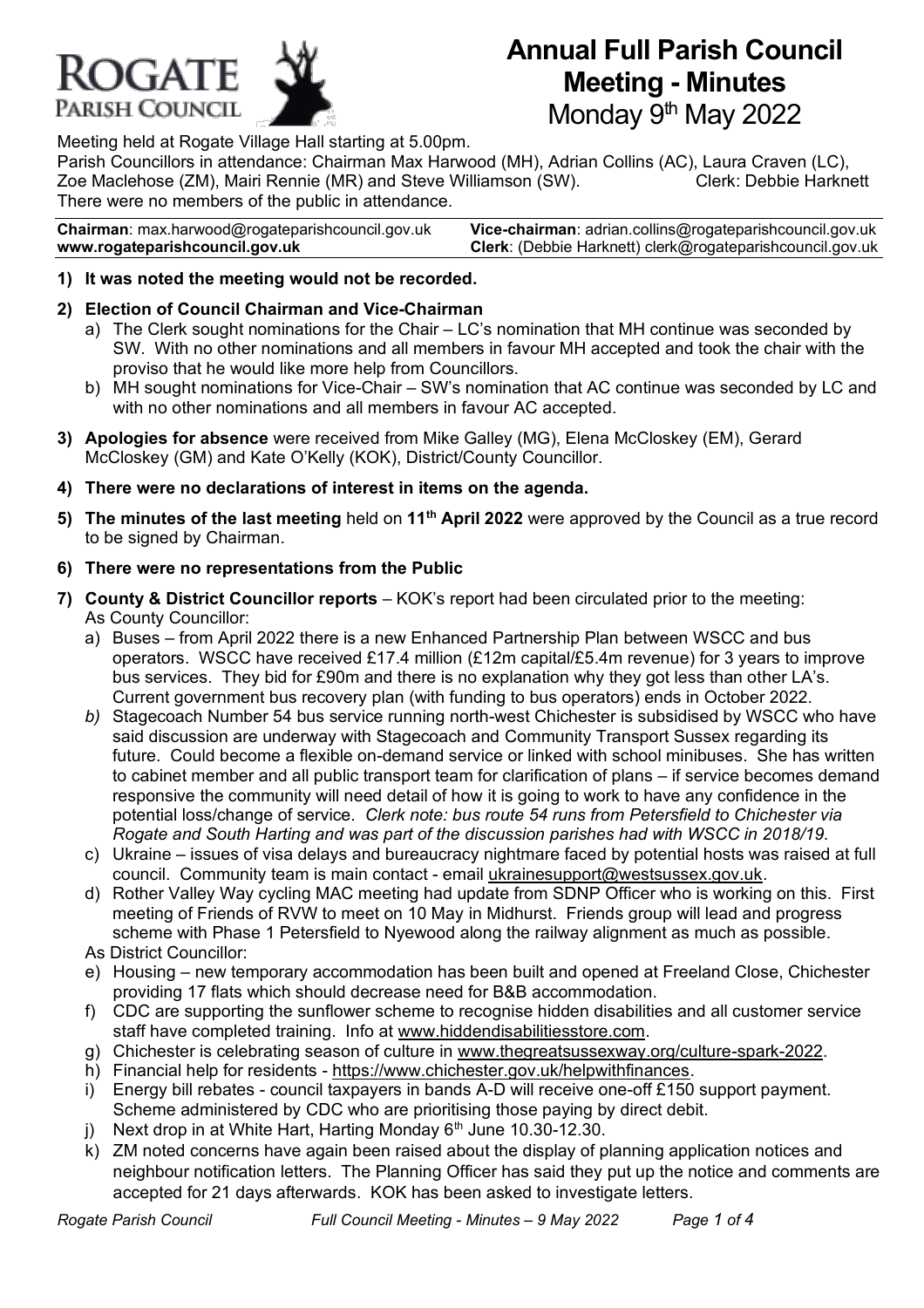ROGATE PARISH COUNCIL

# Annual Full Parish Council Meeting - Minutes
Monday 9th May 2022

Meeting held at Rogate Village Hall starting at 5.00pm.
Parish Councillors in attendance: Chairman Max Harwood (MH), Adrian Collins (AC), Laura Craven (LC), Zoe Maclehose (ZM), Mairi Rennie (MR) and Steve Williamson (SW). Clerk: Debbie Harknett
There were no members of the public in attendance.

| **Chairman**: max.harwood@rogateparishcouncil.gov.uk | **Vice-chairman**: adrian.collins@rogateparishcouncil.gov.uk |
|---|---|
| **www.rogateparishcouncil.gov.uk** | **Clerk**: (Debbie Harknett) clerk@rogateparishcouncil.gov.uk |

1) **It was noted the meeting would not be recorded.**

2) **Election of Council Chairman and Vice-Chairman**
   a) The Clerk sought nominations for the Chair – LC's nomination that MH continue was seconded by SW. With no other nominations and all members in favour MH accepted and took the chair with the proviso that he would like more help from Councillors.
   b) MH sought nominations for Vice-Chair – SW's nomination that AC continue was seconded by LC and with no other nominations and all members in favour AC accepted.

3) **Apologies for absence** were received from Mike Galley (MG), Elena McCloskey (EM), Gerard McCloskey (GM) and Kate O'Kelly (KOK), District/County Councillor.

4) **There were no declarations of interest in items on the agenda.**

5) **The minutes of the last meeting** held on **11th April 2022** were approved by the Council as a true record to be signed by Chairman.

6) **There were no representations from the Public**

7) **County & District Councillor reports** – KOK's report had been circulated prior to the meeting:
   As County Councillor:
   a) Buses – from April 2022 there is a new Enhanced Partnership Plan between WSCC and bus operators. WSCC have received £17.4 million (£12m capital/£5.4m revenue) for 3 years to improve bus services. They bid for £90m and there is no explanation why they got less than other LA's. Current government bus recovery plan (with funding to bus operators) ends in October 2022.
   b) Stagecoach Number 54 bus service running north-west Chichester is subsidised by WSCC who have said discussion are underway with Stagecoach and Community Transport Sussex regarding its future. Could become a flexible on-demand service or linked with school minibuses. She has written to cabinet member and all public transport team for clarification of plans – if service becomes demand responsive the community will need detail of how it is going to work to have any confidence in the potential loss/change of service. *Clerk note: bus route 54 runs from Petersfield to Chichester via Rogate and South Harting and was part of the discussion parishes had with WSCC in 2018/19.*
   c) Ukraine – issues of visa delays and bureaucracy nightmare faced by potential hosts was raised at full council. Community team is main contact - email ukrainesupport@westsussex.gov.uk.
   d) Rother Valley Way cycling MAC meeting had update from SDNP Officer who is working on this. First meeting of Friends of RVW to meet on 10 May in Midhurst. Friends group will lead and progress scheme with Phase 1 Petersfield to Nyewood along the railway alignment as much as possible.

   As District Councillor:
   e) Housing – new temporary accommodation has been built and opened at Freeland Close, Chichester providing 17 flats which should decrease need for B&B accommodation.
   f) CDC are supporting the sunflower scheme to recognise hidden disabilities and all customer service staff have completed training. Info at www.hiddendisabilitiesstore.com.
   g) Chichester is celebrating season of culture in www.thegreatsussexway.org/culture-spark-2022.
   h) Financial help for residents - https://www.chichester.gov.uk/helpwithfinances.
   i) Energy bill rebates - council taxpayers in bands A-D will receive one-off £150 support payment. Scheme administered by CDC who are prioritising those paying by direct debit.
   j) Next drop in at White Hart, Harting Monday 6th June 10.30-12.30.
   k) ZM noted concerns have again been raised about the display of planning application notices and neighbour notification letters. The Planning Officer has said they put up the notice and comments are accepted for 21 days afterwards. KOK has been asked to investigate letters.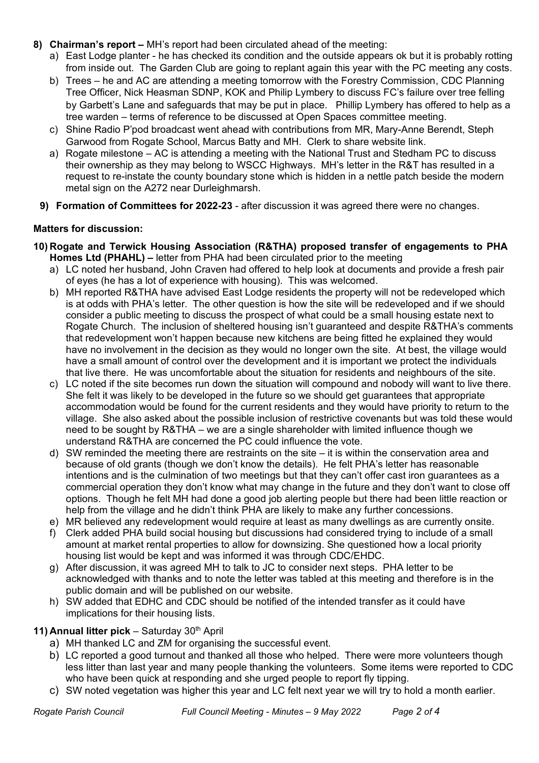8) **Chairman's report –** MH's report had been circulated ahead of the meeting:
   a) East Lodge planter - he has checked its condition and the outside appears ok but it is probably rotting from inside out. The Garden Club are going to replant again this year with the PC meeting any costs.
   b) Trees – he and AC are attending a meeting tomorrow with the Forestry Commission, CDC Planning Tree Officer, Nick Heasman SDNP, KOK and Philip Lymbery to discuss FC's failure over tree felling by Garbett's Lane and safeguards that may be put in place. Phillip Lymbery has offered to help as a tree warden – terms of reference to be discussed at Open Spaces committee meeting.
   c) Shine Radio P'pod broadcast went ahead with contributions from MR, Mary-Anne Berendt, Steph Garwood from Rogate School, Marcus Batty and MH. Clerk to share website link.
   a) Rogate milestone – AC is attending a meeting with the National Trust and Stedham PC to discuss their ownership as they may belong to WSCC Highways. MH's letter in the R&T has resulted in a request to re-instate the county boundary stone which is hidden in a nettle patch beside the modern metal sign on the A272 near Durleighmarsh.

9) **Formation of Committees for 2022-23** - after discussion it was agreed there were no changes.

**Matters for discussion:**

10) **Rogate and Terwick Housing Association (R&THA) proposed transfer of engagements to PHA Homes Ltd (PHAHL) –** letter from PHA had been circulated prior to the meeting
   a) LC noted her husband, John Craven had offered to help look at documents and provide a fresh pair of eyes (he has a lot of experience with housing). This was welcomed.
   b) MH reported R&THA have advised East Lodge residents the property will not be redeveloped which is at odds with PHA's letter. The other question is how the site will be redeveloped and if we should consider a public meeting to discuss the prospect of what could be a small housing estate next to Rogate Church. The inclusion of sheltered housing isn't guaranteed and despite R&THA's comments that redevelopment won't happen because new kitchens are being fitted he explained they would have no involvement in the decision as they would no longer own the site. At best, the village would have a small amount of control over the development and it is important we protect the individuals that live there. He was uncomfortable about the situation for residents and neighbours of the site.
   c) LC noted if the site becomes run down the situation will compound and nobody will want to live there. She felt it was likely to be developed in the future so we should get guarantees that appropriate accommodation would be found for the current residents and they would have priority to return to the village. She also asked about the possible inclusion of restrictive covenants but was told these would need to be sought by R&THA – we are a single shareholder with limited influence though we understand R&THA are concerned the PC could influence the vote.
   d) SW reminded the meeting there are restraints on the site – it is within the conservation area and because of old grants (though we don't know the details). He felt PHA's letter has reasonable intentions and is the culmination of two meetings but that they can't offer cast iron guarantees as a commercial operation they don't know what may change in the future and they don't want to close off options. Though he felt MH had done a good job alerting people but there had been little reaction or help from the village and he didn't think PHA are likely to make any further concessions.
   e) MR believed any redevelopment would require at least as many dwellings as are currently onsite.
   f) Clerk added PHA build social housing but discussions had considered trying to include of a small amount at market rental properties to allow for downsizing. She questioned how a local priority housing list would be kept and was informed it was through CDC/EHDC.
   g) After discussion, it was agreed MH to talk to JC to consider next steps. PHA letter to be acknowledged with thanks and to note the letter was tabled at this meeting and therefore is in the public domain and will be published on our website.
   h) SW added that EDHC and CDC should be notified of the intended transfer as it could have implications for their housing lists.

11) **Annual litter pick** – Saturday 30th April
   a) MH thanked LC and ZM for organising the successful event.
   b) LC reported a good turnout and thanked all those who helped. There were more volunteers though less litter than last year and many people thanking the volunteers. Some items were reported to CDC who have been quick at responding and she urged people to report fly tipping.
   c) SW noted vegetation was higher this year and LC felt next year we will try to hold a month earlier.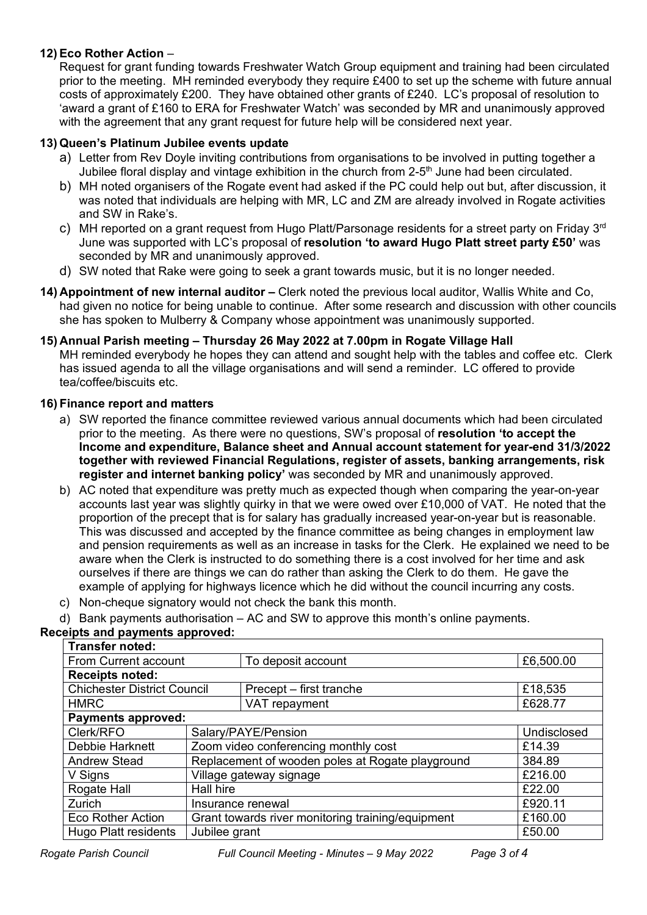**12) Eco Rother Action** –

Request for grant funding towards Freshwater Watch Group equipment and training had been circulated prior to the meeting. MH reminded everybody they require £400 to set up the scheme with future annual costs of approximately £200. They have obtained other grants of £240. LC's proposal of resolution to 'award a grant of £160 to ERA for Freshwater Watch' was seconded by MR and unanimously approved with the agreement that any grant request for future help will be considered next year.

**13) Queen's Platinum Jubilee events update**

a) Letter from Rev Doyle inviting contributions from organisations to be involved in putting together a Jubilee floral display and vintage exhibition in the church from 2-5th June had been circulated.

b) MH noted organisers of the Rogate event had asked if the PC could help out but, after discussion, it was noted that individuals are helping with MR, LC and ZM are already involved in Rogate activities and SW in Rake's.

c) MH reported on a grant request from Hugo Platt/Parsonage residents for a street party on Friday 3rd June was supported with LC's proposal of **resolution 'to award Hugo Platt street party £50'** was seconded by MR and unanimously approved.

d) SW noted that Rake were going to seek a grant towards music, but it is no longer needed.

**14) Appointment of new internal auditor –** Clerk noted the previous local auditor, Wallis White and Co, had given no notice for being unable to continue. After some research and discussion with other councils she has spoken to Mulberry & Company whose appointment was unanimously supported.

**15) Annual Parish meeting – Thursday 26 May 2022 at 7.00pm in Rogate Village Hall**

MH reminded everybody he hopes they can attend and sought help with the tables and coffee etc. Clerk has issued agenda to all the village organisations and will send a reminder. LC offered to provide tea/coffee/biscuits etc.

**16) Finance report and matters**

a) SW reported the finance committee reviewed various annual documents which had been circulated prior to the meeting. As there were no questions, SW's proposal of **resolution 'to accept the Income and expenditure, Balance sheet and Annual account statement for year-end 31/3/2022 together with reviewed Financial Regulations, register of assets, banking arrangements, risk register and internet banking policy'** was seconded by MR and unanimously approved.

b) AC noted that expenditure was pretty much as expected though when comparing the year-on-year accounts last year was slightly quirky in that we were owed over £10,000 of VAT. He noted that the proportion of the precept that is for salary has gradually increased year-on-year but is reasonable. This was discussed and accepted by the finance committee as being changes in employment law and pension requirements as well as an increase in tasks for the Clerk. He explained we need to be aware when the Clerk is instructed to do something there is a cost involved for her time and ask ourselves if there are things we can do rather than asking the Clerk to do them. He gave the example of applying for highways licence which he did without the council incurring any costs.

c) Non-cheque signatory would not check the bank this month.

d) Bank payments authorisation – AC and SW to approve this month's online payments.

**Receipts and payments approved:**

| **Transfer noted:** | | |
|---|---|---|
| From Current account | To deposit account | £6,500.00 |
| **Receipts noted:** | | |
| Chichester District Council | Precept – first tranche | £18,535 |
| HMRC | VAT repayment | £628.77 |
| **Payments approved:** | | |
| Clerk/RFO | Salary/PAYE/Pension | Undisclosed |
| Debbie Harknett | Zoom video conferencing monthly cost | £14.39 |
| Andrew Stead | Replacement of wooden poles at Rogate playground | 384.89 |
| V Signs | Village gateway signage | £216.00 |
| Rogate Hall | Hall hire | £22.00 |
| Zurich | Insurance renewal | £920.11 |
| Eco Rother Action | Grant towards river monitoring training/equipment | £160.00 |
| Hugo Platt residents | Jubilee grant | £50.00 |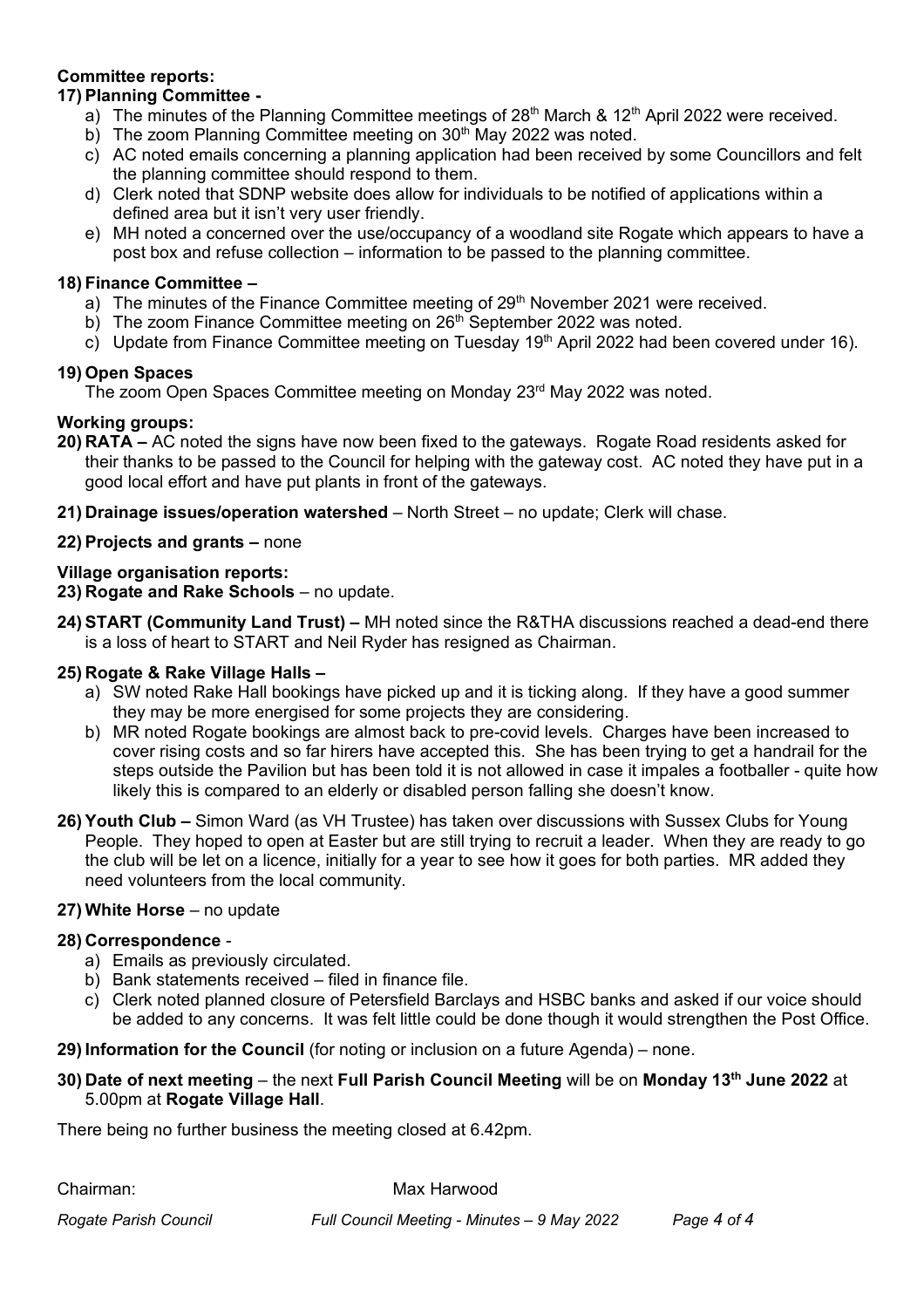**Committee reports:**

**17) Planning Committee -**

a) The minutes of the Planning Committee meetings of 28th March & 12th April 2022 were received.
b) The zoom Planning Committee meeting on 30th May 2022 was noted.
c) AC noted emails concerning a planning application had been received by some Councillors and felt the planning committee should respond to them.
d) Clerk noted that SDNP website does allow for individuals to be notified of applications within a defined area but it isn't very user friendly.
e) MH noted a concerned over the use/occupancy of a woodland site Rogate which appears to have a post box and refuse collection – information to be passed to the planning committee.

**18) Finance Committee –**

a) The minutes of the Finance Committee meeting of 29th November 2021 were received.
b) The zoom Finance Committee meeting on 26th September 2022 was noted.
c) Update from Finance Committee meeting on Tuesday 19th April 2022 had been covered under 16).

**19) Open Spaces**

The zoom Open Spaces Committee meeting on Monday 23rd May 2022 was noted.

**Working groups:**

**20) RATA –** AC noted the signs have now been fixed to the gateways. Rogate Road residents asked for their thanks to be passed to the Council for helping with the gateway cost. AC noted they have put in a good local effort and have put plants in front of the gateways.

**21) Drainage issues/operation watershed** – North Street – no update; Clerk will chase.

**22) Projects and grants –** none

**Village organisation reports:**

**23) Rogate and Rake Schools** – no update.

**24) START (Community Land Trust) –** MH noted since the R&THA discussions reached a dead-end there is a loss of heart to START and Neil Ryder has resigned as Chairman.

**25) Rogate & Rake Village Halls –**

a) SW noted Rake Hall bookings have picked up and it is ticking along. If they have a good summer they may be more energised for some projects they are considering.
b) MR noted Rogate bookings are almost back to pre-covid levels. Charges have been increased to cover rising costs and so far hirers have accepted this. She has been trying to get a handrail for the steps outside the Pavilion but has been told it is not allowed in case it impales a footballer - quite how likely this is compared to an elderly or disabled person falling she doesn't know.

**26) Youth Club –** Simon Ward (as VH Trustee) has taken over discussions with Sussex Clubs for Young People. They hoped to open at Easter but are still trying to recruit a leader. When they are ready to go the club will be let on a licence, initially for a year to see how it goes for both parties. MR added they need volunteers from the local community.

**27) White Horse** – no update

**28) Correspondence** -

a) Emails as previously circulated.
b) Bank statements received – filed in finance file.
c) Clerk noted planned closure of Petersfield Barclays and HSBC banks and asked if our voice should be added to any concerns. It was felt little could be done though it would strengthen the Post Office.

**29) Information for the Council** (for noting or inclusion on a future Agenda) – none.

**30) Date of next meeting** – the next **Full Parish Council Meeting** will be on **Monday 13th June 2022** at 5.00pm at **Rogate Village Hall**.

There being no further business the meeting closed at 6.42pm.

Chairman: Max Harwood